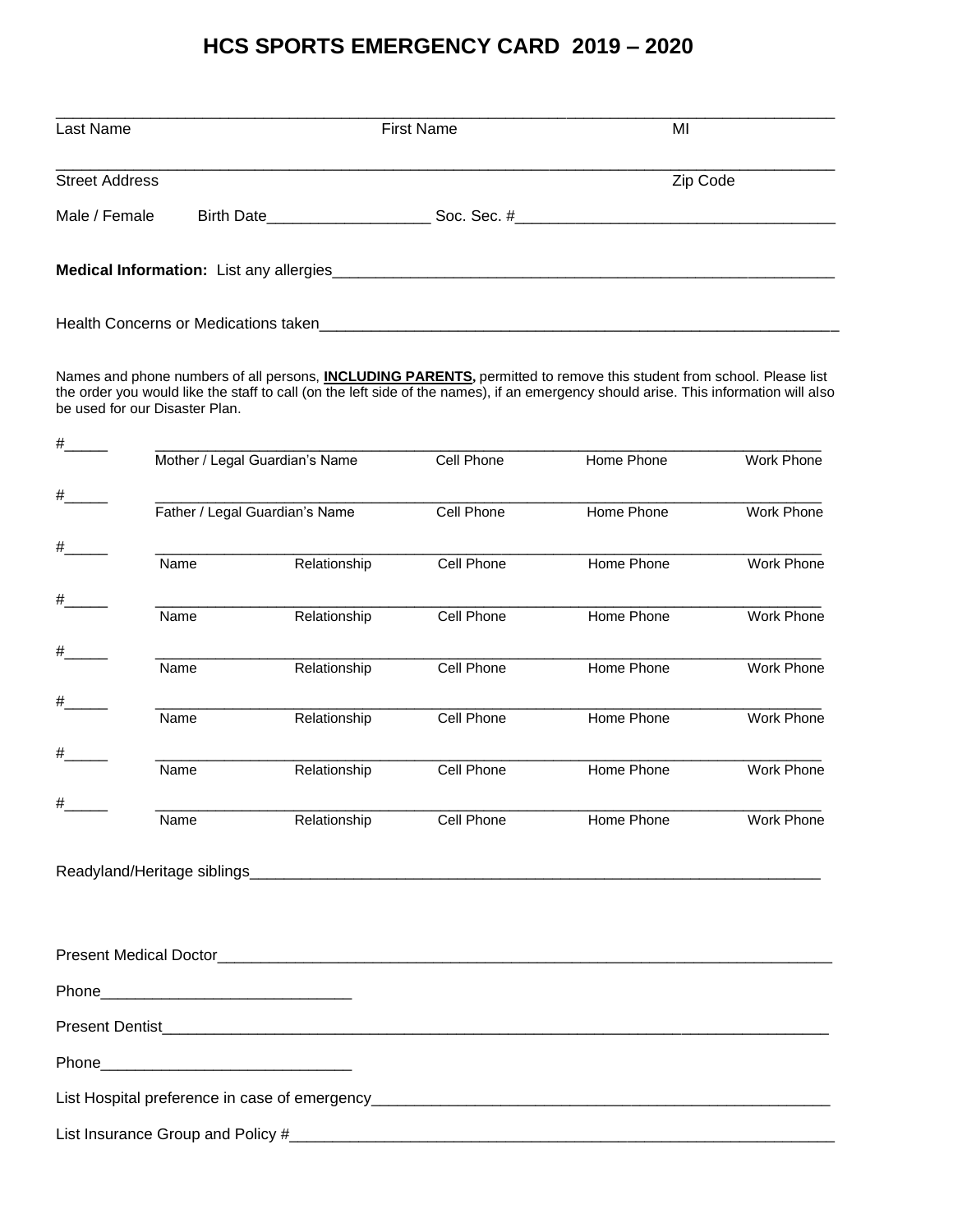# HCS SPORTS EMERGENCY CARD 2019 – 2020

______________________________________________________________________________
Last Name First Name MI

______________________________________________________________________________
Street Address Zip Code

Male / Female Birth Date___________________ Soc. Sec. #_____________________________________

**Medical Information:** List any allergies____________________________________________________________

Health Concerns or Medications taken______________________________________________________________

Names and phone numbers of all persons, **INCLUDING PARENTS,** permitted to remove this student from school. Please list the order you would like the staff to call (on the left side of the names), if an emergency should arise. This information will also be used for our Disaster Plan.

#_____ ______________________________________________________________________
Mother / Legal Guardian's Name Cell Phone Home Phone Work Phone

#_____ ______________________________________________________________________
Father / Legal Guardian's Name Cell Phone Home Phone Work Phone

#_____ ______________________________________________________________________
Name Relationship Cell Phone Home Phone Work Phone

#_____ ______________________________________________________________________
Name Relationship Cell Phone Home Phone Work Phone

#_____ ______________________________________________________________________
Name Relationship Cell Phone Home Phone Work Phone

#_____ ______________________________________________________________________
Name Relationship Cell Phone Home Phone Work Phone

#_____ ______________________________________________________________________
Name Relationship Cell Phone Home Phone Work Phone

#_____ ______________________________________________________________________
Name Relationship Cell Phone Home Phone Work Phone

Readyland/Heritage siblings____________________________________________________________________

Present Medical Doctor________________________________________________________________________

Phone_____________________________

Present Dentist______________________________________________________________________________

Phone_____________________________

List Hospital preference in case of emergency____________________________________________________

List Insurance Group and Policy #_______________________________________________________________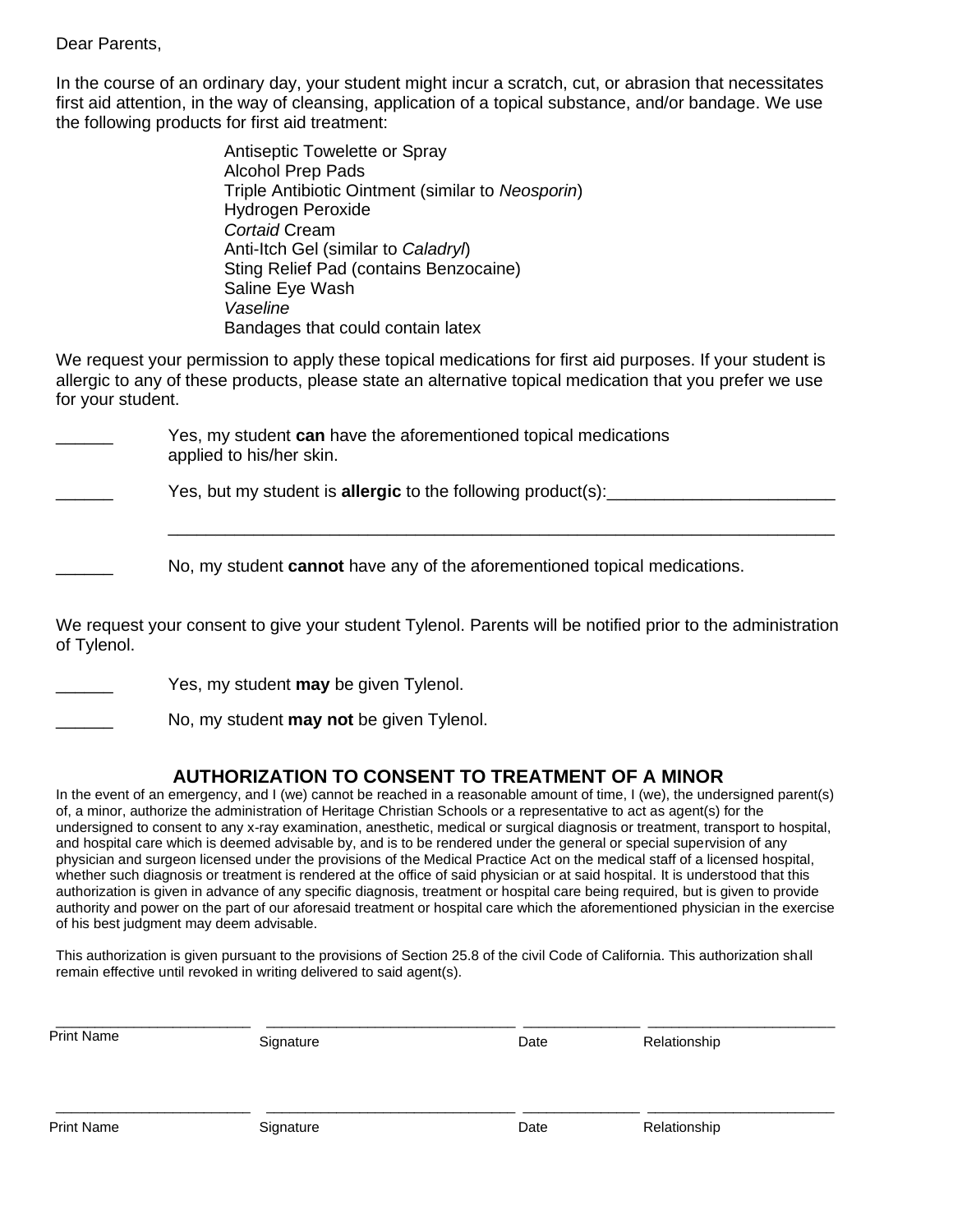Dear Parents,

In the course of an ordinary day, your student might incur a scratch, cut, or abrasion that necessitates first aid attention, in the way of cleansing, application of a topical substance, and/or bandage. We use the following products for first aid treatment:

Antiseptic Towelette or Spray
Alcohol Prep Pads
Triple Antibiotic Ointment (similar to *Neosporin*)
Hydrogen Peroxide
*Cortaid* Cream
Anti-Itch Gel (similar to *Caladryl*)
Sting Relief Pad (contains Benzocaine)
Saline Eye Wash
*Vaseline*
Bandages that could contain latex

We request your permission to apply these topical medications for first aid purposes. If your student is allergic to any of these products, please state an alternative topical medication that you prefer we use for your student.

______ Yes, my student **can** have the aforementioned topical medications applied to his/her skin.

______ Yes, but my student is **allergic** to the following product(s):________________________

________________________________________________________________________

______ No, my student **cannot** have any of the aforementioned topical medications.

We request your consent to give your student Tylenol. Parents will be notified prior to the administration of Tylenol.

______ Yes, my student **may** be given Tylenol.

______ No, my student **may not** be given Tylenol.

## AUTHORIZATION TO CONSENT TO TREATMENT OF A MINOR

In the event of an emergency, and I (we) cannot be reached in a reasonable amount of time, I (we), the undersigned parent(s) of, a minor, authorize the administration of Heritage Christian Schools or a representative to act as agent(s) for the undersigned to consent to any x-ray examination, anesthetic, medical or surgical diagnosis or treatment, transport to hospital, and hospital care which is deemed advisable by, and is to be rendered under the general or special supervision of any physician and surgeon licensed under the provisions of the Medical Practice Act on the medical staff of a licensed hospital, whether such diagnosis or treatment is rendered at the office of said physician or at said hospital. It is understood that this authorization is given in advance of any specific diagnosis, treatment or hospital care being required, but is given to provide authority and power on the part of our aforesaid treatment or hospital care which the aforementioned physician in the exercise of his best judgment may deem advisable.

This authorization is given pursuant to the provisions of Section 25.8 of the civil Code of California. This authorization shall remain effective until revoked in writing delivered to said agent(s).

| | | | |
|---|---|---|---|
| ______________________ | ____________________________ | _____________ | _____________________ |
| Print Name | Signature | Date | Relationship |
| ______________________ | ____________________________ | _____________ | _____________________ |
| Print Name | Signature | Date | Relationship |